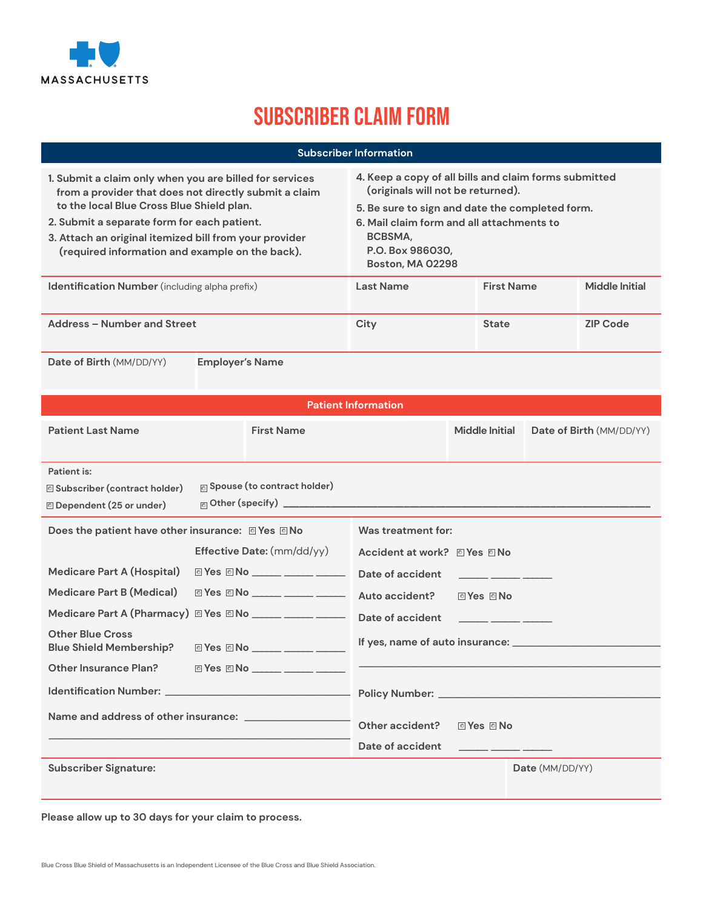MASSACHUSETTS

# SUBSCRIBER CLAIM FORM

## Subscriber Information

1. Submit a claim only when you are billed for services from a provider that does not directly submit a claim to the local Blue Cross Blue Shield plan.
2. Submit a separate form for each patient.
3. Attach an original itemized bill from your provider (required information and example on the back).
4. Keep a copy of all bills and claim forms submitted (originals will not be returned).
5. Be sure to sign and date the completed form.
6. Mail claim form and all attachments to
   BCBSMA,
   P.O. Box 986030,
   Boston, MA 02298

| Identification Number (including alpha prefix) | Last Name | First Name | Middle Initial |
|---|---|---|---|
| | | | |

| Address – Number and Street | City | State | ZIP Code |
|---|---|---|---|
| | | | |

| Date of Birth (MM/DD/YY) | Employer's Name |
|---|---|
| | |

## Patient Information

| Patient Last Name | First Name | Middle Initial | Date of Birth (MM/DD/YY) |
|---|---|---|---|
| | | | |

Patient is:

- ☐ Subscriber (contract holder)
- ☐ Spouse (to contract holder)
- ☐ Dependent (25 or under)
- ☐ Other (specify) ____________________

Does the patient have other insurance: ☐ Yes ☐ No

| | | Effective Date: (mm/dd/yy) |
|---|---|---|
| Medicare Part A (Hospital) | ☐ Yes ☐ No | _____ _____ _____ |
| Medicare Part B (Medical) | ☐ Yes ☐ No | _____ _____ _____ |
| Medicare Part A (Pharmacy) | ☐ Yes ☐ No | _____ _____ _____ |
| Other Blue Cross Blue Shield Membership? | ☐ Yes ☐ No | _____ _____ _____ |
| Other Insurance Plan? | ☐ Yes ☐ No | _____ _____ _____ |

Identification Number: ____________________

Name and address of other insurance: ____________________

____________________

Was treatment for:

Accident at work? ☐ Yes ☐ No

Date of accident _____ _____ _____

Auto accident? ☐ Yes ☐ No

Date of accident _____ _____ _____

If yes, name of auto insurance: ____________________

____________________

Policy Number: ____________________

Other accident? ☐ Yes ☐ No

Date of accident _____ _____ _____

| Subscriber Signature: | Date (MM/DD/YY) |
|---|---|
| | |

**Please allow up to 30 days for your claim to process.**

Blue Cross Blue Shield of Massachusetts is an Independent Licensee of the Blue Cross and Blue Shield Association.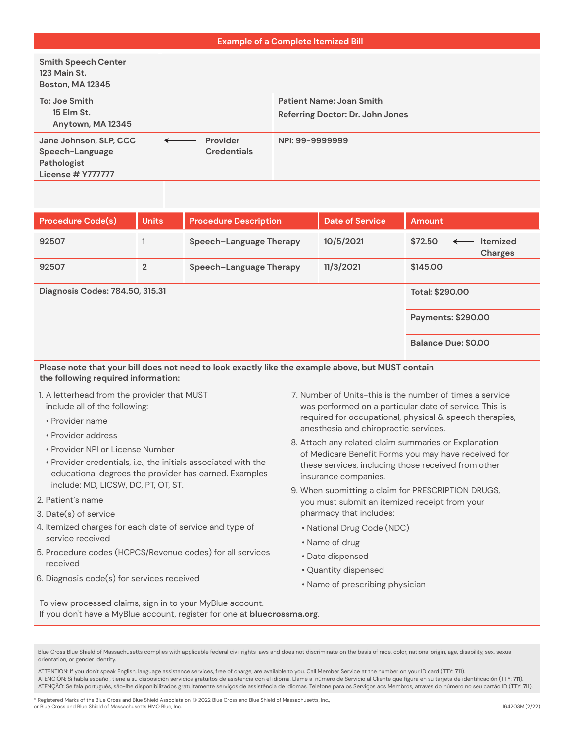## Example of a Complete Itemized Bill

**Smith Speech Center**
**123 Main St.**
**Boston, MA 12345**

| | |
|---|---|
| **To: Joe Smith**<br>**15 Elm St.**<br>**Anytown, MA 12345** | **Patient Name: Joan Smith**<br>**Referring Doctor: Dr. John Jones** |
| **Jane Johnson, SLP, CCC**<br>**Speech-Language Pathologist**<br>**License # Y777777** ⟵ Provider Credentials | **NPI: 99-9999999** |

| Procedure Code(s) | Units | Procedure Description | Date of Service | Amount |
|---|---|---|---|---|
| 92507 | 1 | Speech–Language Therapy | 10/5/2021 | $72.50 ⟵ Itemized Charges |
| 92507 | 2 | Speech–Language Therapy | 11/3/2021 | $145.00 |
| **Diagnosis Codes: 784.50, 315.31** | | | | **Total: $290.00** |
| | | | | **Payments: $290.00** |
| | | | | **Balance Due: $0.00** |

**Please note that your bill does not need to look exactly like the example above, but MUST contain the following required information:**

1. A letterhead from the provider that MUST include all of the following:
   - Provider name
   - Provider address
   - Provider NPI or License Number
   - Provider credentials, i.e., the initials associated with the educational degrees the provider has earned. Examples include: MD, LICSW, DC, PT, OT, ST.
2. Patient's name
3. Date(s) of service
4. Itemized charges for each date of service and type of service received
5. Procedure codes (HCPCS/Revenue codes) for all services received
6. Diagnosis code(s) for services received
7. Number of Units-this is the number of times a service was performed on a particular date of service. This is required for occupational, physical & speech therapies, anesthesia and chiropractic services.
8. Attach any related claim summaries or Explanation of Medicare Benefit Forms you may have received for these services, including those received from other insurance companies.
9. When submitting a claim for PRESCRIPTION DRUGS, you must submit an itemized receipt from your pharmacy that includes:
   - National Drug Code (NDC)
   - Name of drug
   - Date dispensed
   - Quantity dispensed
   - Name of prescribing physician

To view processed claims, sign in to your MyBlue account.
If you don't have a MyBlue account, register for one at **bluecrossma.org**.

Blue Cross Blue Shield of Massachusetts complies with applicable federal civil rights laws and does not discriminate on the basis of race, color, national origin, age, disability, sex, sexual orientation, or gender identity.

ATTENTION: If you don't speak English, language assistance services, free of charge, are available to you. Call Member Service at the number on your ID card (TTY: **711**).
ATENCIÓN: Si habla español, tiene a su disposición servicios gratuitos de asistencia con el idioma. Llame al número de Servicio al Cliente que figura en su tarjeta de identificación (TTY: **711**).
ATENÇÃO: Se fala português, são-lhe disponibilizados gratuitamente serviços de assistência de idiomas. Telefone para os Serviços aos Membros, através do número no seu cartão ID (TTY: **711**).

® Registered Marks of the Blue Cross and Blue Shield Associataion. © 2022 Blue Cross and Blue Shield of Massachusetts, Inc., or Blue Cross and Blue Shield of Massachusetts HMO Blue, Inc.

164203M (2/22)